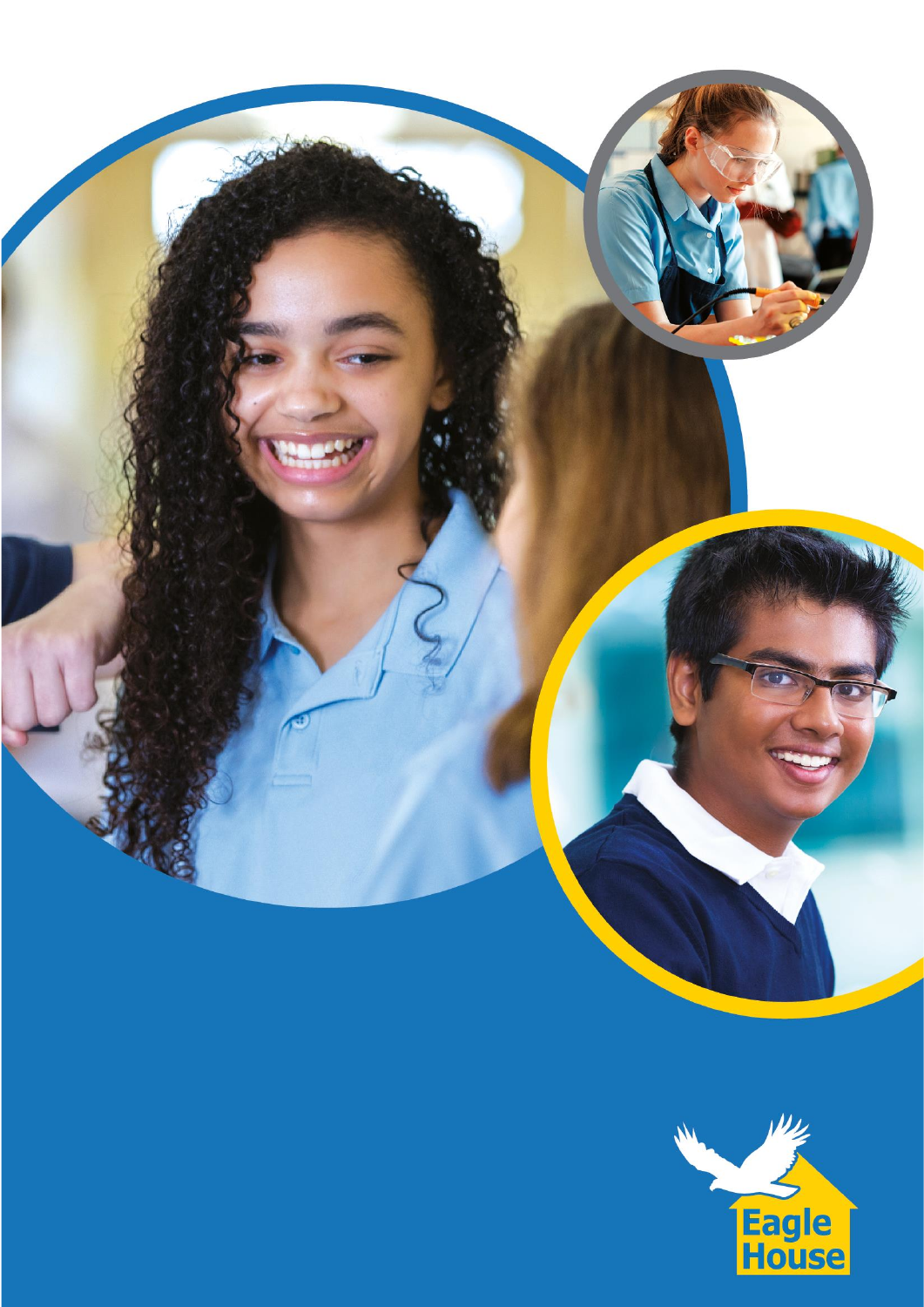Eagle House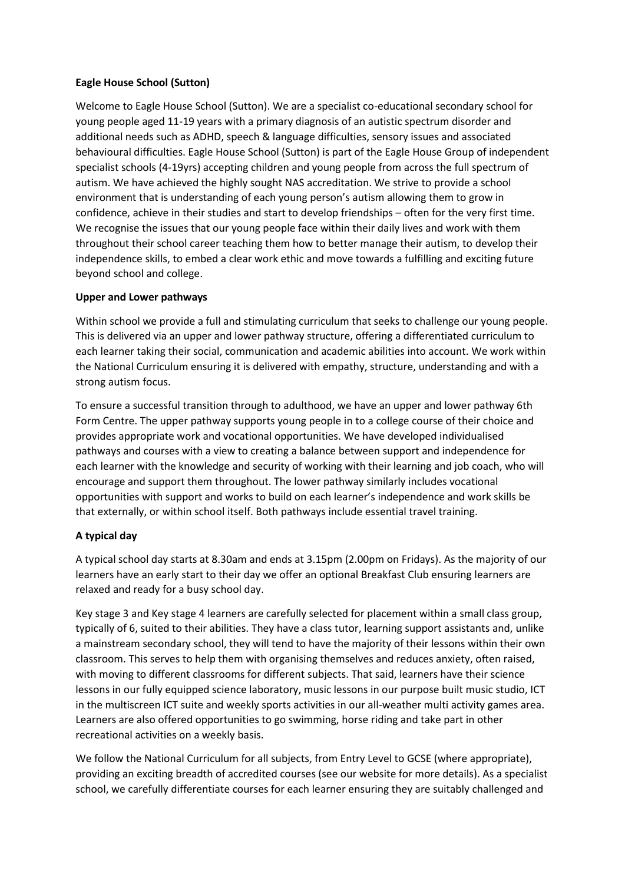**Eagle House School (Sutton)**

Welcome to Eagle House School (Sutton). We are a specialist co-educational secondary school for young people aged 11-19 years with a primary diagnosis of an autistic spectrum disorder and additional needs such as ADHD, speech & language difficulties, sensory issues and associated behavioural difficulties. Eagle House School (Sutton) is part of the Eagle House Group of independent specialist schools (4-19yrs) accepting children and young people from across the full spectrum of autism. We have achieved the highly sought NAS accreditation. We strive to provide a school environment that is understanding of each young person's autism allowing them to grow in confidence, achieve in their studies and start to develop friendships – often for the very first time. We recognise the issues that our young people face within their daily lives and work with them throughout their school career teaching them how to better manage their autism, to develop their independence skills, to embed a clear work ethic and move towards a fulfilling and exciting future beyond school and college.

**Upper and Lower pathways**

Within school we provide a full and stimulating curriculum that seeks to challenge our young people. This is delivered via an upper and lower pathway structure, offering a differentiated curriculum to each learner taking their social, communication and academic abilities into account. We work within the National Curriculum ensuring it is delivered with empathy, structure, understanding and with a strong autism focus.

To ensure a successful transition through to adulthood, we have an upper and lower pathway 6th Form Centre. The upper pathway supports young people in to a college course of their choice and provides appropriate work and vocational opportunities. We have developed individualised pathways and courses with a view to creating a balance between support and independence for each learner with the knowledge and security of working with their learning and job coach, who will encourage and support them throughout. The lower pathway similarly includes vocational opportunities with support and works to build on each learner's independence and work skills be that externally, or within school itself. Both pathways include essential travel training.

**A typical day**

A typical school day starts at 8.30am and ends at 3.15pm (2.00pm on Fridays). As the majority of our learners have an early start to their day we offer an optional Breakfast Club ensuring learners are relaxed and ready for a busy school day.

Key stage 3 and Key stage 4 learners are carefully selected for placement within a small class group, typically of 6, suited to their abilities. They have a class tutor, learning support assistants and, unlike a mainstream secondary school, they will tend to have the majority of their lessons within their own classroom. This serves to help them with organising themselves and reduces anxiety, often raised, with moving to different classrooms for different subjects. That said, learners have their science lessons in our fully equipped science laboratory, music lessons in our purpose built music studio, ICT in the multiscreen ICT suite and weekly sports activities in our all-weather multi activity games area. Learners are also offered opportunities to go swimming, horse riding and take part in other recreational activities on a weekly basis.

We follow the National Curriculum for all subjects, from Entry Level to GCSE (where appropriate), providing an exciting breadth of accredited courses (see our website for more details). As a specialist school, we carefully differentiate courses for each learner ensuring they are suitably challenged and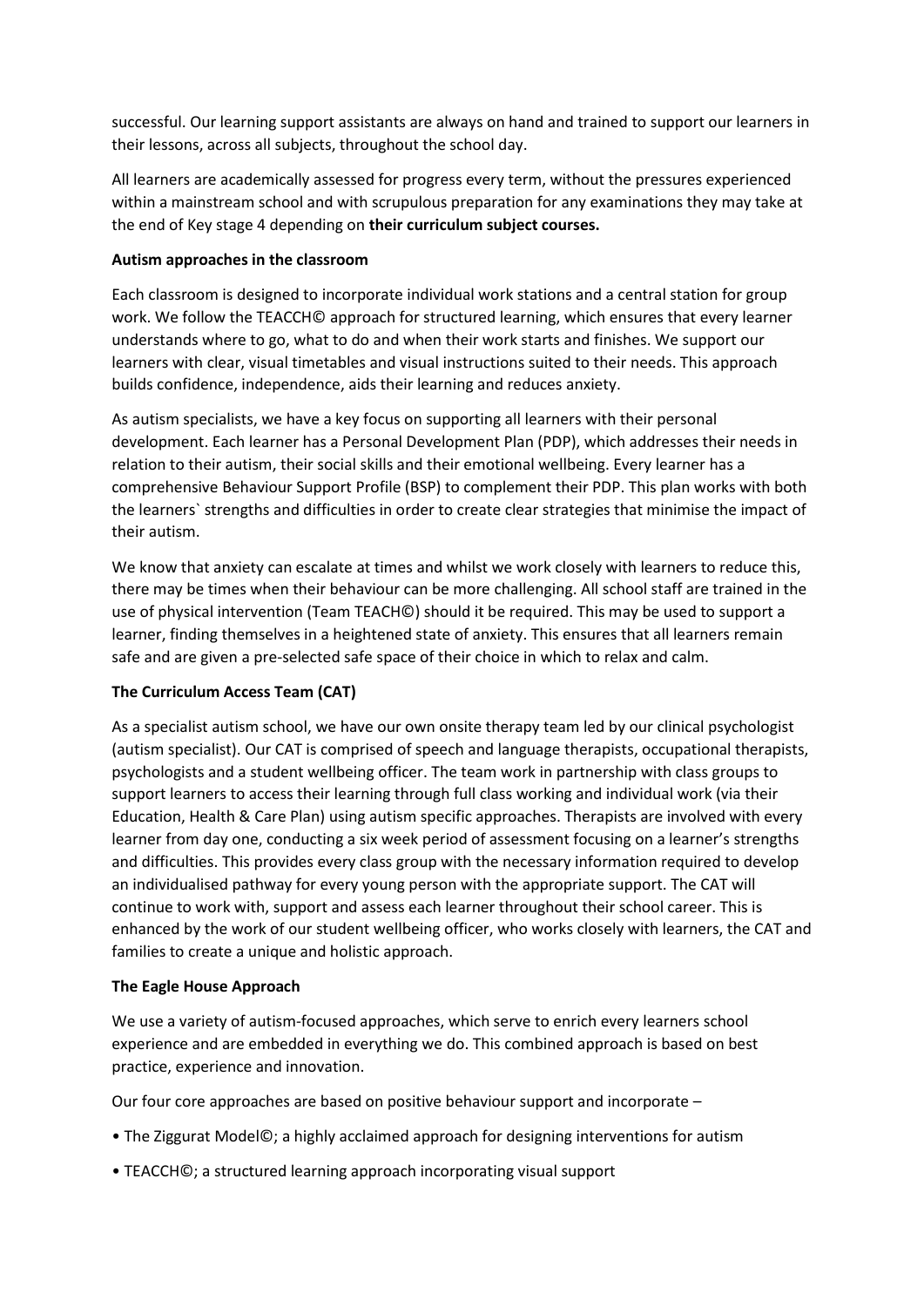successful. Our learning support assistants are always on hand and trained to support our learners in their lessons, across all subjects, throughout the school day.

All learners are academically assessed for progress every term, without the pressures experienced within a mainstream school and with scrupulous preparation for any examinations they may take at the end of Key stage 4 depending on **their curriculum subject courses.**

**Autism approaches in the classroom**

Each classroom is designed to incorporate individual work stations and a central station for group work. We follow the TEACCH© approach for structured learning, which ensures that every learner understands where to go, what to do and when their work starts and finishes. We support our learners with clear, visual timetables and visual instructions suited to their needs. This approach builds confidence, independence, aids their learning and reduces anxiety.

As autism specialists, we have a key focus on supporting all learners with their personal development. Each learner has a Personal Development Plan (PDP), which addresses their needs in relation to their autism, their social skills and their emotional wellbeing. Every learner has a comprehensive Behaviour Support Profile (BSP) to complement their PDP. This plan works with both the learners` strengths and difficulties in order to create clear strategies that minimise the impact of their autism.

We know that anxiety can escalate at times and whilst we work closely with learners to reduce this, there may be times when their behaviour can be more challenging. All school staff are trained in the use of physical intervention (Team TEACH©) should it be required. This may be used to support a learner, finding themselves in a heightened state of anxiety. This ensures that all learners remain safe and are given a pre-selected safe space of their choice in which to relax and calm.

**The Curriculum Access Team (CAT)**

As a specialist autism school, we have our own onsite therapy team led by our clinical psychologist (autism specialist). Our CAT is comprised of speech and language therapists, occupational therapists, psychologists and a student wellbeing officer. The team work in partnership with class groups to support learners to access their learning through full class working and individual work (via their Education, Health & Care Plan) using autism specific approaches. Therapists are involved with every learner from day one, conducting a six week period of assessment focusing on a learner's strengths and difficulties. This provides every class group with the necessary information required to develop an individualised pathway for every young person with the appropriate support. The CAT will continue to work with, support and assess each learner throughout their school career. This is enhanced by the work of our student wellbeing officer, who works closely with learners, the CAT and families to create a unique and holistic approach.

**The Eagle House Approach**

We use a variety of autism-focused approaches, which serve to enrich every learners school experience and are embedded in everything we do. This combined approach is based on best practice, experience and innovation.

Our four core approaches are based on positive behaviour support and incorporate –

- The Ziggurat Model©; a highly acclaimed approach for designing interventions for autism
- TEACCH©; a structured learning approach incorporating visual support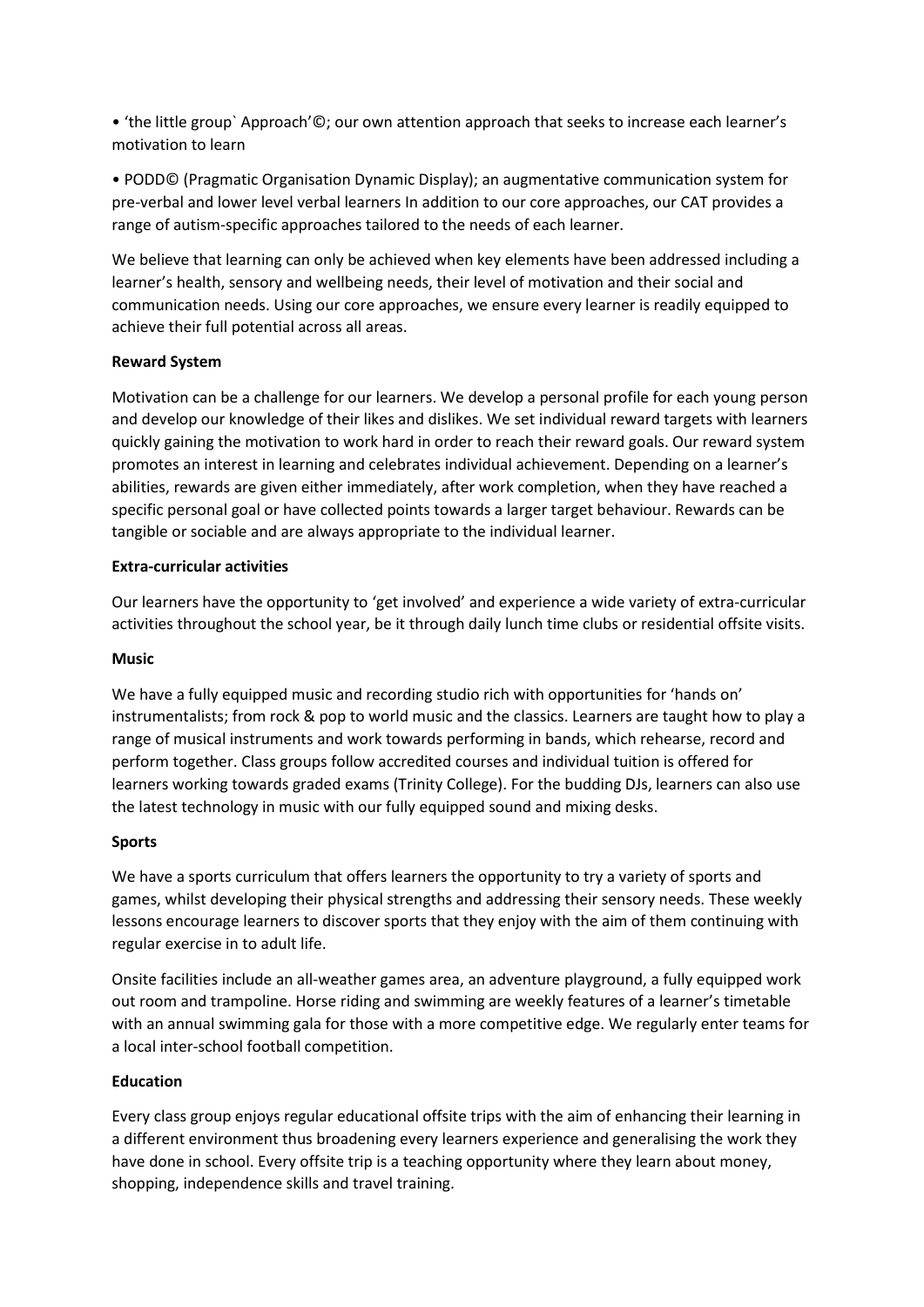- 'the little group` Approach'©; our own attention approach that seeks to increase each learner's motivation to learn

- PODD© (Pragmatic Organisation Dynamic Display); an augmentative communication system for pre-verbal and lower level verbal learners In addition to our core approaches, our CAT provides a range of autism-specific approaches tailored to the needs of each learner.

We believe that learning can only be achieved when key elements have been addressed including a learner's health, sensory and wellbeing needs, their level of motivation and their social and communication needs. Using our core approaches, we ensure every learner is readily equipped to achieve their full potential across all areas.

**Reward System**

Motivation can be a challenge for our learners. We develop a personal profile for each young person and develop our knowledge of their likes and dislikes. We set individual reward targets with learners quickly gaining the motivation to work hard in order to reach their reward goals. Our reward system promotes an interest in learning and celebrates individual achievement. Depending on a learner's abilities, rewards are given either immediately, after work completion, when they have reached a specific personal goal or have collected points towards a larger target behaviour. Rewards can be tangible or sociable and are always appropriate to the individual learner.

**Extra-curricular activities**

Our learners have the opportunity to 'get involved' and experience a wide variety of extra-curricular activities throughout the school year, be it through daily lunch time clubs or residential offsite visits.

**Music**

We have a fully equipped music and recording studio rich with opportunities for 'hands on' instrumentalists; from rock & pop to world music and the classics. Learners are taught how to play a range of musical instruments and work towards performing in bands, which rehearse, record and perform together. Class groups follow accredited courses and individual tuition is offered for learners working towards graded exams (Trinity College). For the budding DJs, learners can also use the latest technology in music with our fully equipped sound and mixing desks.

**Sports**

We have a sports curriculum that offers learners the opportunity to try a variety of sports and games, whilst developing their physical strengths and addressing their sensory needs. These weekly lessons encourage learners to discover sports that they enjoy with the aim of them continuing with regular exercise in to adult life.

Onsite facilities include an all-weather games area, an adventure playground, a fully equipped work out room and trampoline. Horse riding and swimming are weekly features of a learner's timetable with an annual swimming gala for those with a more competitive edge. We regularly enter teams for a local inter-school football competition.

**Education**

Every class group enjoys regular educational offsite trips with the aim of enhancing their learning in a different environment thus broadening every learners experience and generalising the work they have done in school. Every offsite trip is a teaching opportunity where they learn about money, shopping, independence skills and travel training.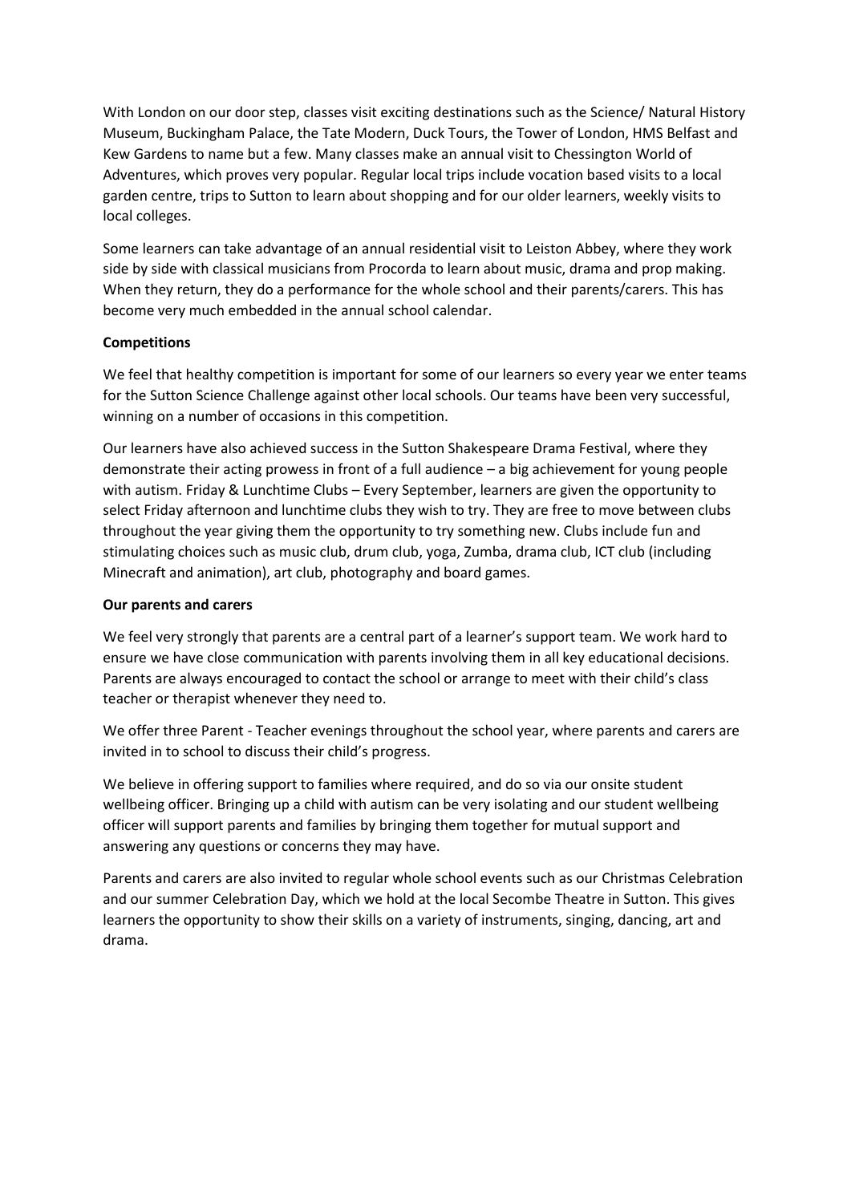With London on our door step, classes visit exciting destinations such as the Science/ Natural History Museum, Buckingham Palace, the Tate Modern, Duck Tours, the Tower of London, HMS Belfast and Kew Gardens to name but a few. Many classes make an annual visit to Chessington World of Adventures, which proves very popular. Regular local trips include vocation based visits to a local garden centre, trips to Sutton to learn about shopping and for our older learners, weekly visits to local colleges.

Some learners can take advantage of an annual residential visit to Leiston Abbey, where they work side by side with classical musicians from Procorda to learn about music, drama and prop making. When they return, they do a performance for the whole school and their parents/carers. This has become very much embedded in the annual school calendar.

**Competitions**

We feel that healthy competition is important for some of our learners so every year we enter teams for the Sutton Science Challenge against other local schools. Our teams have been very successful, winning on a number of occasions in this competition.

Our learners have also achieved success in the Sutton Shakespeare Drama Festival, where they demonstrate their acting prowess in front of a full audience – a big achievement for young people with autism. Friday & Lunchtime Clubs – Every September, learners are given the opportunity to select Friday afternoon and lunchtime clubs they wish to try. They are free to move between clubs throughout the year giving them the opportunity to try something new. Clubs include fun and stimulating choices such as music club, drum club, yoga, Zumba, drama club, ICT club (including Minecraft and animation), art club, photography and board games.

**Our parents and carers**

We feel very strongly that parents are a central part of a learner's support team. We work hard to ensure we have close communication with parents involving them in all key educational decisions. Parents are always encouraged to contact the school or arrange to meet with their child's class teacher or therapist whenever they need to.

We offer three Parent - Teacher evenings throughout the school year, where parents and carers are invited in to school to discuss their child's progress.

We believe in offering support to families where required, and do so via our onsite student wellbeing officer. Bringing up a child with autism can be very isolating and our student wellbeing officer will support parents and families by bringing them together for mutual support and answering any questions or concerns they may have.

Parents and carers are also invited to regular whole school events such as our Christmas Celebration and our summer Celebration Day, which we hold at the local Secombe Theatre in Sutton. This gives learners the opportunity to show their skills on a variety of instruments, singing, dancing, art and drama.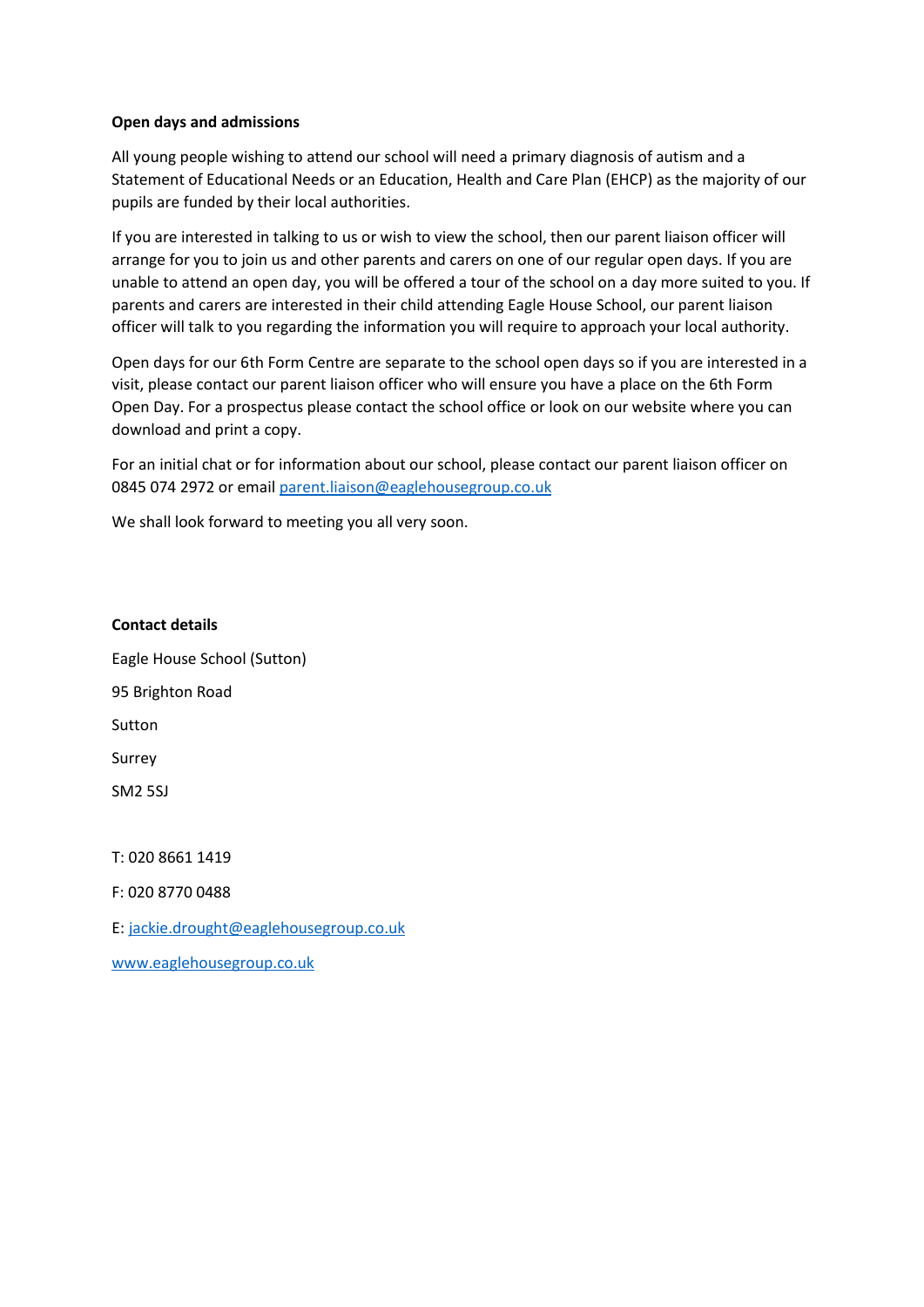**Open days and admissions**

All young people wishing to attend our school will need a primary diagnosis of autism and a Statement of Educational Needs or an Education, Health and Care Plan (EHCP) as the majority of our pupils are funded by their local authorities.

If you are interested in talking to us or wish to view the school, then our parent liaison officer will arrange for you to join us and other parents and carers on one of our regular open days. If you are unable to attend an open day, you will be offered a tour of the school on a day more suited to you. If parents and carers are interested in their child attending Eagle House School, our parent liaison officer will talk to you regarding the information you will require to approach your local authority.

Open days for our 6th Form Centre are separate to the school open days so if you are interested in a visit, please contact our parent liaison officer who will ensure you have a place on the 6th Form Open Day. For a prospectus please contact the school office or look on our website where you can download and print a copy.

For an initial chat or for information about our school, please contact our parent liaison officer on 0845 074 2972 or email parent.liaison@eaglehousegroup.co.uk

We shall look forward to meeting you all very soon.

**Contact details**

Eagle House School (Sutton)

95 Brighton Road

Sutton

Surrey

SM2 5SJ

T: 020 8661 1419

F: 020 8770 0488

E: jackie.drought@eaglehousegroup.co.uk

www.eaglehousegroup.co.uk